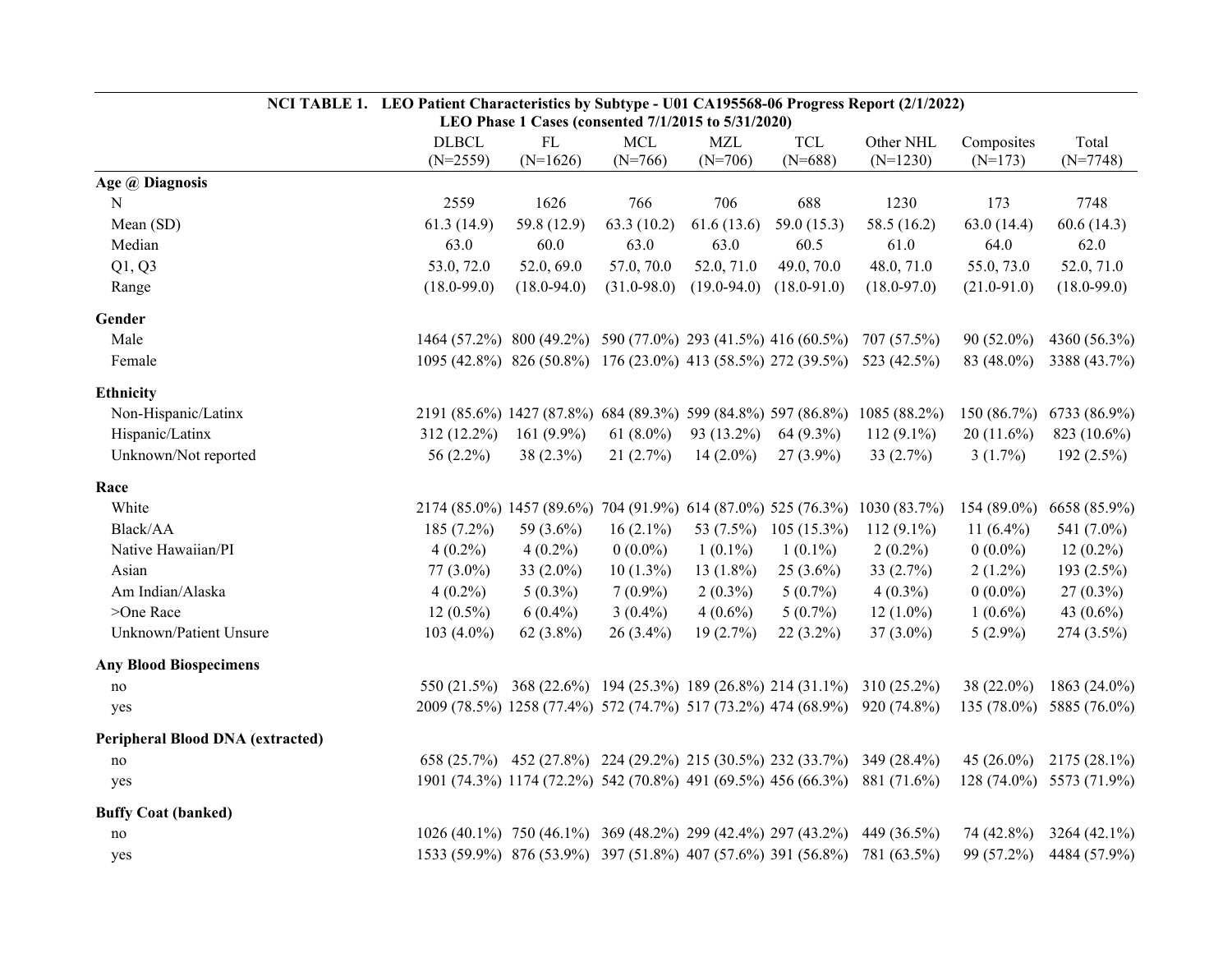**NCI TABLE 1. LEO Patient Characteristics by Subtype - U01 CA195568-06 Progress Report (2/1/2022)**
**LEO Phase 1 Cases (consented 7/1/2015 to 5/31/2020)**

| | DLBCL (N=2559) | FL (N=1626) | MCL (N=766) | MZL (N=706) | TCL (N=688) | Other NHL (N=1230) | Composites (N=173) | Total (N=7748) |
|---|---|---|---|---|---|---|---|---|
| **Age @ Diagnosis** | | | | | | | | |
| N | 2559 | 1626 | 766 | 706 | 688 | 1230 | 173 | 7748 |
| Mean (SD) | 61.3 (14.9) | 59.8 (12.9) | 63.3 (10.2) | 61.6 (13.6) | 59.0 (15.3) | 58.5 (16.2) | 63.0 (14.4) | 60.6 (14.3) |
| Median | 63.0 | 60.0 | 63.0 | 63.0 | 60.5 | 61.0 | 64.0 | 62.0 |
| Q1, Q3 | 53.0, 72.0 | 52.0, 69.0 | 57.0, 70.0 | 52.0, 71.0 | 49.0, 70.0 | 48.0, 71.0 | 55.0, 73.0 | 52.0, 71.0 |
| Range | (18.0-99.0) | (18.0-94.0) | (31.0-98.0) | (19.0-94.0) | (18.0-91.0) | (18.0-97.0) | (21.0-91.0) | (18.0-99.0) |
| **Gender** | | | | | | | | |
| Male | 1464 (57.2%) | 800 (49.2%) | 590 (77.0%) | 293 (41.5%) | 416 (60.5%) | 707 (57.5%) | 90 (52.0%) | 4360 (56.3%) |
| Female | 1095 (42.8%) | 826 (50.8%) | 176 (23.0%) | 413 (58.5%) | 272 (39.5%) | 523 (42.5%) | 83 (48.0%) | 3388 (43.7%) |
| **Ethnicity** | | | | | | | | |
| Non-Hispanic/Latinx | 2191 (85.6%) | 1427 (87.8%) | 684 (89.3%) | 599 (84.8%) | 597 (86.8%) | 1085 (88.2%) | 150 (86.7%) | 6733 (86.9%) |
| Hispanic/Latinx | 312 (12.2%) | 161 (9.9%) | 61 (8.0%) | 93 (13.2%) | 64 (9.3%) | 112 (9.1%) | 20 (11.6%) | 823 (10.6%) |
| Unknown/Not reported | 56 (2.2%) | 38 (2.3%) | 21 (2.7%) | 14 (2.0%) | 27 (3.9%) | 33 (2.7%) | 3 (1.7%) | 192 (2.5%) |
| **Race** | | | | | | | | |
| White | 2174 (85.0%) | 1457 (89.6%) | 704 (91.9%) | 614 (87.0%) | 525 (76.3%) | 1030 (83.7%) | 154 (89.0%) | 6658 (85.9%) |
| Black/AA | 185 (7.2%) | 59 (3.6%) | 16 (2.1%) | 53 (7.5%) | 105 (15.3%) | 112 (9.1%) | 11 (6.4%) | 541 (7.0%) |
| Native Hawaiian/PI | 4 (0.2%) | 4 (0.2%) | 0 (0.0%) | 1 (0.1%) | 1 (0.1%) | 2 (0.2%) | 0 (0.0%) | 12 (0.2%) |
| Asian | 77 (3.0%) | 33 (2.0%) | 10 (1.3%) | 13 (1.8%) | 25 (3.6%) | 33 (2.7%) | 2 (1.2%) | 193 (2.5%) |
| Am Indian/Alaska | 4 (0.2%) | 5 (0.3%) | 7 (0.9%) | 2 (0.3%) | 5 (0.7%) | 4 (0.3%) | 0 (0.0%) | 27 (0.3%) |
| >One Race | 12 (0.5%) | 6 (0.4%) | 3 (0.4%) | 4 (0.6%) | 5 (0.7%) | 12 (1.0%) | 1 (0.6%) | 43 (0.6%) |
| Unknown/Patient Unsure | 103 (4.0%) | 62 (3.8%) | 26 (3.4%) | 19 (2.7%) | 22 (3.2%) | 37 (3.0%) | 5 (2.9%) | 274 (3.5%) |
| **Any Blood Biospecimens** | | | | | | | | |
| no | 550 (21.5%) | 368 (22.6%) | 194 (25.3%) | 189 (26.8%) | 214 (31.1%) | 310 (25.2%) | 38 (22.0%) | 1863 (24.0%) |
| yes | 2009 (78.5%) | 1258 (77.4%) | 572 (74.7%) | 517 (73.2%) | 474 (68.9%) | 920 (74.8%) | 135 (78.0%) | 5885 (76.0%) |
| **Peripheral Blood DNA (extracted)** | | | | | | | | |
| no | 658 (25.7%) | 452 (27.8%) | 224 (29.2%) | 215 (30.5%) | 232 (33.7%) | 349 (28.4%) | 45 (26.0%) | 2175 (28.1%) |
| yes | 1901 (74.3%) | 1174 (72.2%) | 542 (70.8%) | 491 (69.5%) | 456 (66.3%) | 881 (71.6%) | 128 (74.0%) | 5573 (71.9%) |
| **Buffy Coat (banked)** | | | | | | | | |
| no | 1026 (40.1%) | 750 (46.1%) | 369 (48.2%) | 299 (42.4%) | 297 (43.2%) | 449 (36.5%) | 74 (42.8%) | 3264 (42.1%) |
| yes | 1533 (59.9%) | 876 (53.9%) | 397 (51.8%) | 407 (57.6%) | 391 (56.8%) | 781 (63.5%) | 99 (57.2%) | 4484 (57.9%) |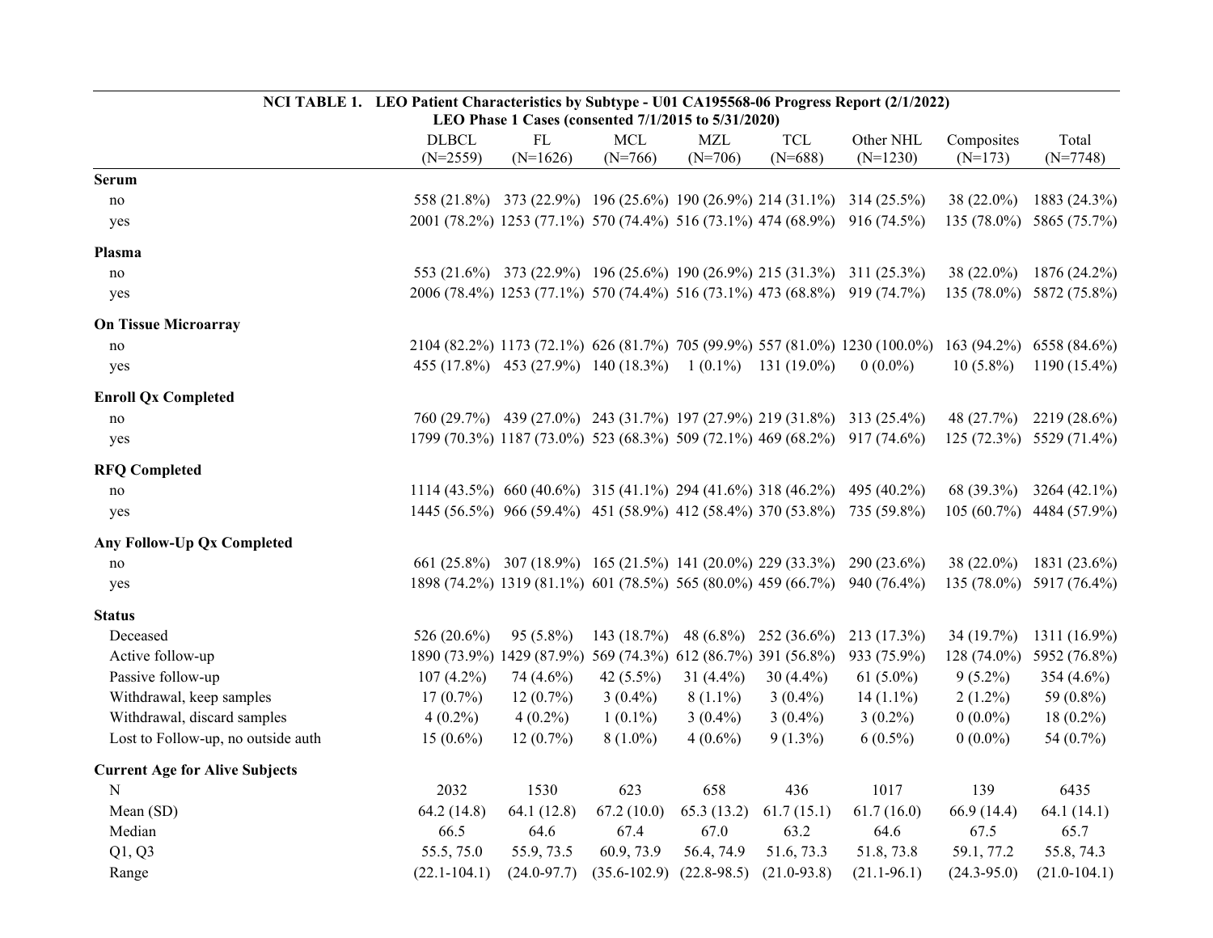**NCI TABLE 1. LEO Patient Characteristics by Subtype - U01 CA195568-06 Progress Report (2/1/2022)**
**LEO Phase 1 Cases (consented 7/1/2015 to 5/31/2020)**

| | DLBCL (N=2559) | FL (N=1626) | MCL (N=766) | MZL (N=706) | TCL (N=688) | Other NHL (N=1230) | Composites (N=173) | Total (N=7748) |
|---|---|---|---|---|---|---|---|---|
| **Serum** | | | | | | | | |
| no | 558 (21.8%) | 373 (22.9%) | 196 (25.6%) | 190 (26.9%) | 214 (31.1%) | 314 (25.5%) | 38 (22.0%) | 1883 (24.3%) |
| yes | 2001 (78.2%) | 1253 (77.1%) | 570 (74.4%) | 516 (73.1%) | 474 (68.9%) | 916 (74.5%) | 135 (78.0%) | 5865 (75.7%) |
| **Plasma** | | | | | | | | |
| no | 553 (21.6%) | 373 (22.9%) | 196 (25.6%) | 190 (26.9%) | 215 (31.3%) | 311 (25.3%) | 38 (22.0%) | 1876 (24.2%) |
| yes | 2006 (78.4%) | 1253 (77.1%) | 570 (74.4%) | 516 (73.1%) | 473 (68.8%) | 919 (74.7%) | 135 (78.0%) | 5872 (75.8%) |
| **On Tissue Microarray** | | | | | | | | |
| no | 2104 (82.2%) | 1173 (72.1%) | 626 (81.7%) | 705 (99.9%) | 557 (81.0%) | 1230 (100.0%) | 163 (94.2%) | 6558 (84.6%) |
| yes | 455 (17.8%) | 453 (27.9%) | 140 (18.3%) | 1 (0.1%) | 131 (19.0%) | 0 (0.0%) | 10 (5.8%) | 1190 (15.4%) |
| **Enroll Qx Completed** | | | | | | | | |
| no | 760 (29.7%) | 439 (27.0%) | 243 (31.7%) | 197 (27.9%) | 219 (31.8%) | 313 (25.4%) | 48 (27.7%) | 2219 (28.6%) |
| yes | 1799 (70.3%) | 1187 (73.0%) | 523 (68.3%) | 509 (72.1%) | 469 (68.2%) | 917 (74.6%) | 125 (72.3%) | 5529 (71.4%) |
| **RFQ Completed** | | | | | | | | |
| no | 1114 (43.5%) | 660 (40.6%) | 315 (41.1%) | 294 (41.6%) | 318 (46.2%) | 495 (40.2%) | 68 (39.3%) | 3264 (42.1%) |
| yes | 1445 (56.5%) | 966 (59.4%) | 451 (58.9%) | 412 (58.4%) | 370 (53.8%) | 735 (59.8%) | 105 (60.7%) | 4484 (57.9%) |
| **Any Follow-Up Qx Completed** | | | | | | | | |
| no | 661 (25.8%) | 307 (18.9%) | 165 (21.5%) | 141 (20.0%) | 229 (33.3%) | 290 (23.6%) | 38 (22.0%) | 1831 (23.6%) |
| yes | 1898 (74.2%) | 1319 (81.1%) | 601 (78.5%) | 565 (80.0%) | 459 (66.7%) | 940 (76.4%) | 135 (78.0%) | 5917 (76.4%) |
| **Status** | | | | | | | | |
| Deceased | 526 (20.6%) | 95 (5.8%) | 143 (18.7%) | 48 (6.8%) | 252 (36.6%) | 213 (17.3%) | 34 (19.7%) | 1311 (16.9%) |
| Active follow-up | 1890 (73.9%) | 1429 (87.9%) | 569 (74.3%) | 612 (86.7%) | 391 (56.8%) | 933 (75.9%) | 128 (74.0%) | 5952 (76.8%) |
| Passive follow-up | 107 (4.2%) | 74 (4.6%) | 42 (5.5%) | 31 (4.4%) | 30 (4.4%) | 61 (5.0%) | 9 (5.2%) | 354 (4.6%) |
| Withdrawal, keep samples | 17 (0.7%) | 12 (0.7%) | 3 (0.4%) | 8 (1.1%) | 3 (0.4%) | 14 (1.1%) | 2 (1.2%) | 59 (0.8%) |
| Withdrawal, discard samples | 4 (0.2%) | 4 (0.2%) | 1 (0.1%) | 3 (0.4%) | 3 (0.4%) | 3 (0.2%) | 0 (0.0%) | 18 (0.2%) |
| Lost to Follow-up, no outside auth | 15 (0.6%) | 12 (0.7%) | 8 (1.0%) | 4 (0.6%) | 9 (1.3%) | 6 (0.5%) | 0 (0.0%) | 54 (0.7%) |
| **Current Age for Alive Subjects** | | | | | | | | |
| N | 2032 | 1530 | 623 | 658 | 436 | 1017 | 139 | 6435 |
| Mean (SD) | 64.2 (14.8) | 64.1 (12.8) | 67.2 (10.0) | 65.3 (13.2) | 61.7 (15.1) | 61.7 (16.0) | 66.9 (14.4) | 64.1 (14.1) |
| Median | 66.5 | 64.6 | 67.4 | 67.0 | 63.2 | 64.6 | 67.5 | 65.7 |
| Q1, Q3 | 55.5, 75.0 | 55.9, 73.5 | 60.9, 73.9 | 56.4, 74.9 | 51.6, 73.3 | 51.8, 73.8 | 59.1, 77.2 | 55.8, 74.3 |
| Range | (22.1-104.1) | (24.0-97.7) | (35.6-102.9) | (22.8-98.5) | (21.0-93.8) | (21.1-96.1) | (24.3-95.0) | (21.0-104.1) |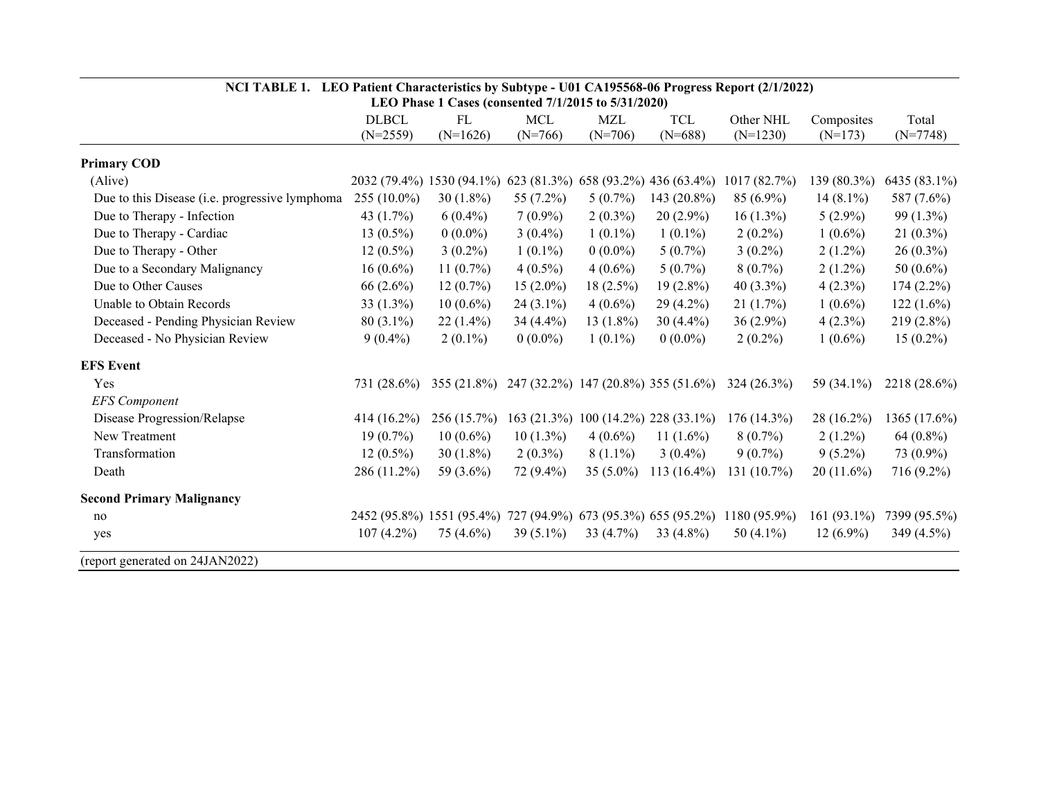**NCI TABLE 1. LEO Patient Characteristics by Subtype - U01 CA195568-06 Progress Report (2/1/2022)**
**LEO Phase 1 Cases (consented 7/1/2015 to 5/31/2020)**

| | DLBCL (N=2559) | FL (N=1626) | MCL (N=766) | MZL (N=706) | TCL (N=688) | Other NHL (N=1230) | Composites (N=173) | Total (N=7748) |
|---|---|---|---|---|---|---|---|---|
| **Primary COD** | | | | | | | | |
| (Alive) | 2032 (79.4%) | 1530 (94.1%) | 623 (81.3%) | 658 (93.2%) | 436 (63.4%) | 1017 (82.7%) | 139 (80.3%) | 6435 (83.1%) |
| Due to this Disease (i.e. progressive lymphoma | 255 (10.0%) | 30 (1.8%) | 55 (7.2%) | 5 (0.7%) | 143 (20.8%) | 85 (6.9%) | 14 (8.1%) | 587 (7.6%) |
| Due to Therapy - Infection | 43 (1.7%) | 6 (0.4%) | 7 (0.9%) | 2 (0.3%) | 20 (2.9%) | 16 (1.3%) | 5 (2.9%) | 99 (1.3%) |
| Due to Therapy - Cardiac | 13 (0.5%) | 0 (0.0%) | 3 (0.4%) | 1 (0.1%) | 1 (0.1%) | 2 (0.2%) | 1 (0.6%) | 21 (0.3%) |
| Due to Therapy - Other | 12 (0.5%) | 3 (0.2%) | 1 (0.1%) | 0 (0.0%) | 5 (0.7%) | 3 (0.2%) | 2 (1.2%) | 26 (0.3%) |
| Due to a Secondary Malignancy | 16 (0.6%) | 11 (0.7%) | 4 (0.5%) | 4 (0.6%) | 5 (0.7%) | 8 (0.7%) | 2 (1.2%) | 50 (0.6%) |
| Due to Other Causes | 66 (2.6%) | 12 (0.7%) | 15 (2.0%) | 18 (2.5%) | 19 (2.8%) | 40 (3.3%) | 4 (2.3%) | 174 (2.2%) |
| Unable to Obtain Records | 33 (1.3%) | 10 (0.6%) | 24 (3.1%) | 4 (0.6%) | 29 (4.2%) | 21 (1.7%) | 1 (0.6%) | 122 (1.6%) |
| Deceased - Pending Physician Review | 80 (3.1%) | 22 (1.4%) | 34 (4.4%) | 13 (1.8%) | 30 (4.4%) | 36 (2.9%) | 4 (2.3%) | 219 (2.8%) |
| Deceased - No Physician Review | 9 (0.4%) | 2 (0.1%) | 0 (0.0%) | 1 (0.1%) | 0 (0.0%) | 2 (0.2%) | 1 (0.6%) | 15 (0.2%) |
| **EFS Event** | | | | | | | | |
| Yes | 731 (28.6%) | 355 (21.8%) | 247 (32.2%) | 147 (20.8%) | 355 (51.6%) | 324 (26.3%) | 59 (34.1%) | 2218 (28.6%) |
| *EFS Component* | | | | | | | | |
| Disease Progression/Relapse | 414 (16.2%) | 256 (15.7%) | 163 (21.3%) | 100 (14.2%) | 228 (33.1%) | 176 (14.3%) | 28 (16.2%) | 1365 (17.6%) |
| New Treatment | 19 (0.7%) | 10 (0.6%) | 10 (1.3%) | 4 (0.6%) | 11 (1.6%) | 8 (0.7%) | 2 (1.2%) | 64 (0.8%) |
| Transformation | 12 (0.5%) | 30 (1.8%) | 2 (0.3%) | 8 (1.1%) | 3 (0.4%) | 9 (0.7%) | 9 (5.2%) | 73 (0.9%) |
| Death | 286 (11.2%) | 59 (3.6%) | 72 (9.4%) | 35 (5.0%) | 113 (16.4%) | 131 (10.7%) | 20 (11.6%) | 716 (9.2%) |
| **Second Primary Malignancy** | | | | | | | | |
| no | 2452 (95.8%) | 1551 (95.4%) | 727 (94.9%) | 673 (95.3%) | 655 (95.2%) | 1180 (95.9%) | 161 (93.1%) | 7399 (95.5%) |
| yes | 107 (4.2%) | 75 (4.6%) | 39 (5.1%) | 33 (4.7%) | 33 (4.8%) | 50 (4.1%) | 12 (6.9%) | 349 (4.5%) |

(report generated on 24JAN2022)